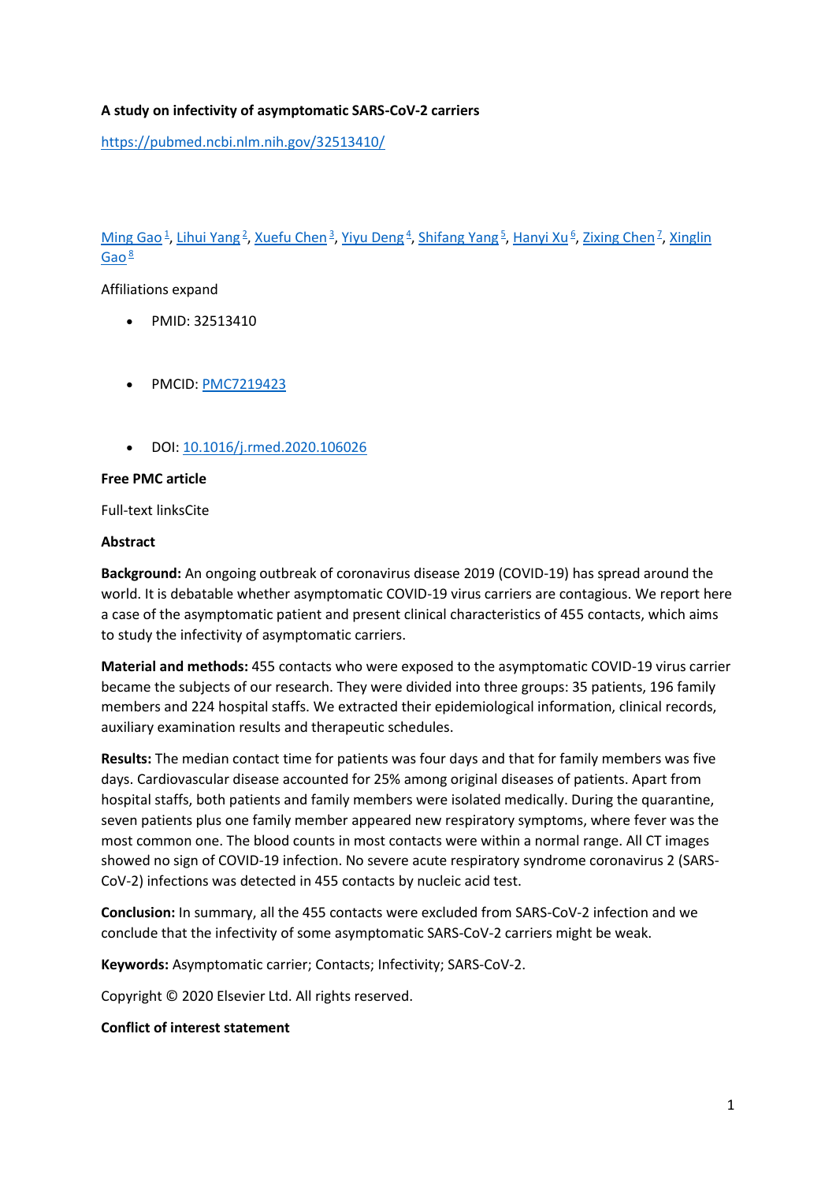**A study on infectivity of asymptomatic SARS-CoV-2 carriers**

https://pubmed.ncbi.nlm.nih.gov/32513410/

Ming Gao [1], Lihui Yang [2], Xuefu Chen [3], Yiyu Deng [4], Shifang Yang [5], Hanyi Xu [6], Zixing Chen [7], Xinglin Gao [8]

Affiliations expand

- PMID: 32513410
- PMCID: PMC7219423
- DOI: 10.1016/j.rmed.2020.106026

**Free PMC article**

Full-text linksCite

**Abstract**

**Background:** An ongoing outbreak of coronavirus disease 2019 (COVID-19) has spread around the world. It is debatable whether asymptomatic COVID-19 virus carriers are contagious. We report here a case of the asymptomatic patient and present clinical characteristics of 455 contacts, which aims to study the infectivity of asymptomatic carriers.

**Material and methods:** 455 contacts who were exposed to the asymptomatic COVID-19 virus carrier became the subjects of our research. They were divided into three groups: 35 patients, 196 family members and 224 hospital staffs. We extracted their epidemiological information, clinical records, auxiliary examination results and therapeutic schedules.

**Results:** The median contact time for patients was four days and that for family members was five days. Cardiovascular disease accounted for 25% among original diseases of patients. Apart from hospital staffs, both patients and family members were isolated medically. During the quarantine, seven patients plus one family member appeared new respiratory symptoms, where fever was the most common one. The blood counts in most contacts were within a normal range. All CT images showed no sign of COVID-19 infection. No severe acute respiratory syndrome coronavirus 2 (SARS-CoV-2) infections was detected in 455 contacts by nucleic acid test.

**Conclusion:** In summary, all the 455 contacts were excluded from SARS-CoV-2 infection and we conclude that the infectivity of some asymptomatic SARS-CoV-2 carriers might be weak.

**Keywords:** Asymptomatic carrier; Contacts; Infectivity; SARS-CoV-2.

Copyright © 2020 Elsevier Ltd. All rights reserved.

**Conflict of interest statement**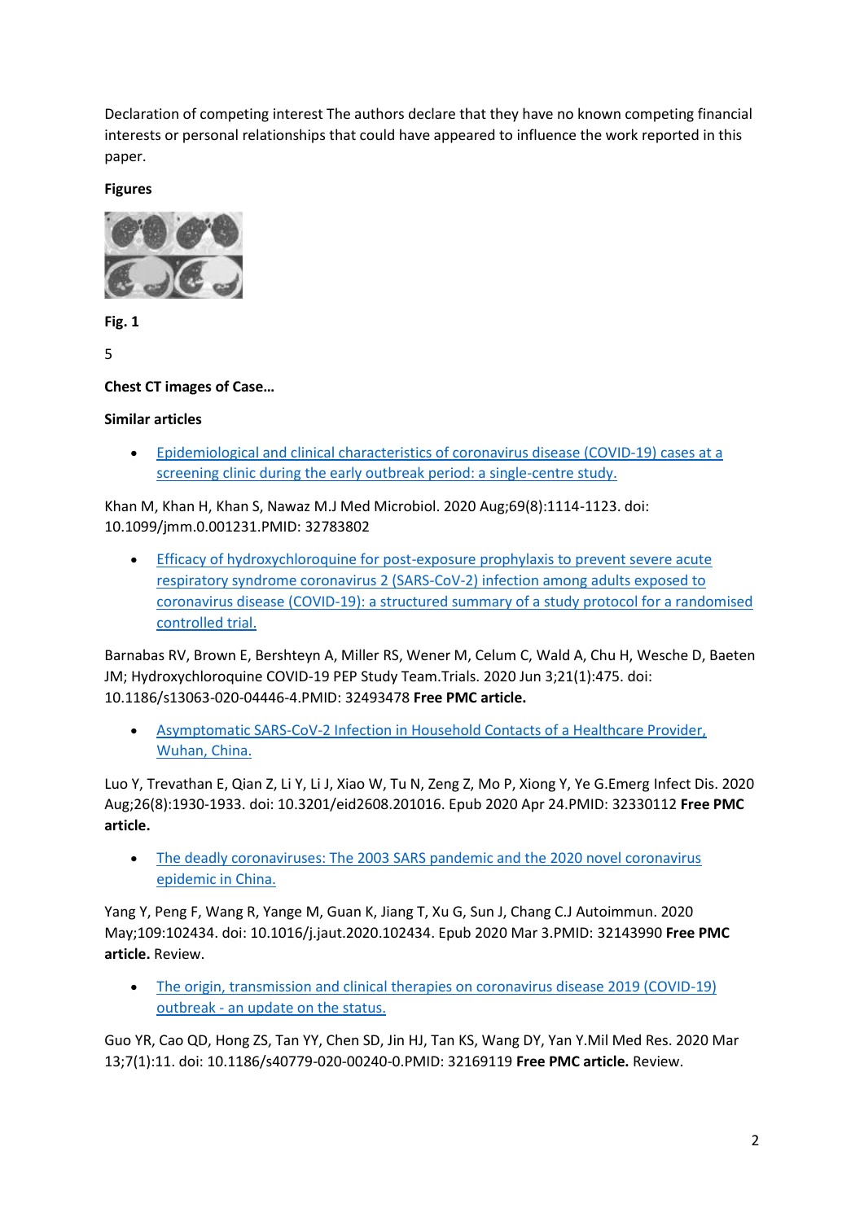Declaration of competing interest The authors declare that they have no known competing financial interests or personal relationships that could have appeared to influence the work reported in this paper.

**Figures**

**Fig. 1**

5

**Chest CT images of Case…**

**Similar articles**

- Epidemiological and clinical characteristics of coronavirus disease (COVID-19) cases at a screening clinic during the early outbreak period: a single-centre study.

Khan M, Khan H, Khan S, Nawaz M.J Med Microbiol. 2020 Aug;69(8):1114-1123. doi: 10.1099/jmm.0.001231.PMID: 32783802

- Efficacy of hydroxychloroquine for post-exposure prophylaxis to prevent severe acute respiratory syndrome coronavirus 2 (SARS-CoV-2) infection among adults exposed to coronavirus disease (COVID-19): a structured summary of a study protocol for a randomised controlled trial.

Barnabas RV, Brown E, Bershteyn A, Miller RS, Wener M, Celum C, Wald A, Chu H, Wesche D, Baeten JM; Hydroxychloroquine COVID-19 PEP Study Team.Trials. 2020 Jun 3;21(1):475. doi: 10.1186/s13063-020-04446-4.PMID: 32493478 **Free PMC article.**

- Asymptomatic SARS-CoV-2 Infection in Household Contacts of a Healthcare Provider, Wuhan, China.

Luo Y, Trevathan E, Qian Z, Li Y, Li J, Xiao W, Tu N, Zeng Z, Mo P, Xiong Y, Ye G.Emerg Infect Dis. 2020 Aug;26(8):1930-1933. doi: 10.3201/eid2608.201016. Epub 2020 Apr 24.PMID: 32330112 **Free PMC article.**

- The deadly coronaviruses: The 2003 SARS pandemic and the 2020 novel coronavirus epidemic in China.

Yang Y, Peng F, Wang R, Yange M, Guan K, Jiang T, Xu G, Sun J, Chang C.J Autoimmun. 2020 May;109:102434. doi: 10.1016/j.jaut.2020.102434. Epub 2020 Mar 3.PMID: 32143990 **Free PMC article.** Review.

- The origin, transmission and clinical therapies on coronavirus disease 2019 (COVID-19) outbreak - an update on the status.

Guo YR, Cao QD, Hong ZS, Tan YY, Chen SD, Jin HJ, Tan KS, Wang DY, Yan Y.Mil Med Res. 2020 Mar 13;7(1):11. doi: 10.1186/s40779-020-00240-0.PMID: 32169119 **Free PMC article.** Review.